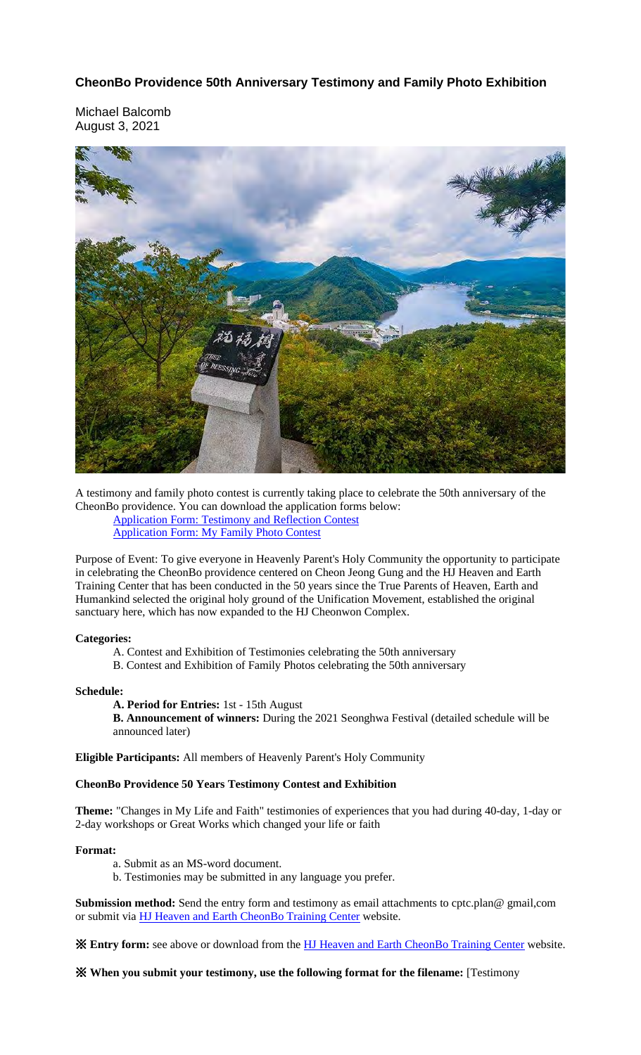## CheonBo Providence 50th Anniversary Testimony and Family Photo Exhibition

Michael Balcomb
August 3, 2021

A testimony and family photo contest is currently taking place to celebrate the 50th anniversary of the CheonBo providence. You can download the application forms below:

[Application Form: Testimony and Reflection Contest]
[Application Form: My Family Photo Contest]

Purpose of Event: To give everyone in Heavenly Parent's Holy Community the opportunity to participate in celebrating the CheonBo providence centered on Cheon Jeong Gung and the HJ Heaven and Earth Training Center that has been conducted in the 50 years since the True Parents of Heaven, Earth and Humankind selected the original holy ground of the Unification Movement, established the original sanctuary here, which has now expanded to the HJ Cheonwon Complex.

**Categories:**

A. Contest and Exhibition of Testimonies celebrating the 50th anniversary
B. Contest and Exhibition of Family Photos celebrating the 50th anniversary

**Schedule:**

**A. Period for Entries:** 1st - 15th August
**B. Announcement of winners:** During the 2021 Seonghwa Festival (detailed schedule will be announced later)

**Eligible Participants:** All members of Heavenly Parent's Holy Community

**CheonBo Providence 50 Years Testimony Contest and Exhibition**

**Theme:** "Changes in My Life and Faith" testimonies of experiences that you had during 40-day, 1-day or 2-day workshops or Great Works which changed your life or faith

**Format:**

a. Submit as an MS-word document.
b. Testimonies may be submitted in any language you prefer.

**Submission method:** Send the entry form and testimony as email attachments to cptc.plan@ gmail,com or submit via HJ Heaven and Earth CheonBo Training Center website.

※ **Entry form:** see above or download from the HJ Heaven and Earth CheonBo Training Center website.

※ **When you submit your testimony, use the following format for the filename:** [Testimony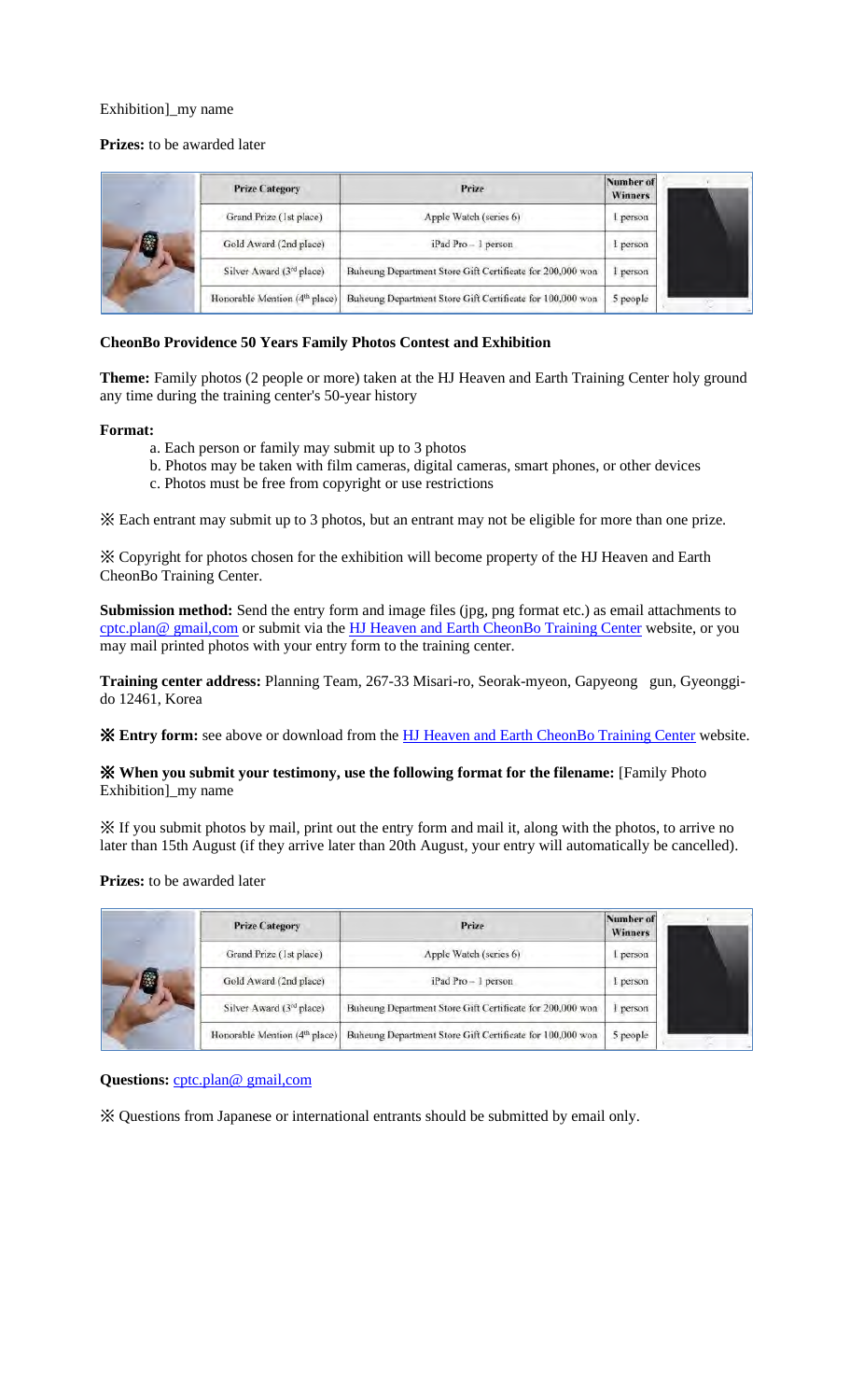Exhibition]_my name

**Prizes:** to be awarded later

| Prize Category | Prize | Number of Winners |
|---|---|---|
| Grand Prize (1st place) | Apple Watch (series 6) | 1 person |
| Gold Award (2nd place) | iPad Pro – 1 person | 1 person |
| Silver Award (3rd place) | Buheung Department Store Gift Certificate for 200,000 won | 1 person |
| Honorable Mention (4th place) | Buheung Department Store Gift Certificate for 100,000 won | 5 people |

**CheonBo Providence 50 Years Family Photos Contest and Exhibition**

**Theme:** Family photos (2 people or more) taken at the HJ Heaven and Earth Training Center holy ground any time during the training center's 50-year history

**Format:**

a. Each person or family may submit up to 3 photos
b. Photos may be taken with film cameras, digital cameras, smart phones, or other devices
c. Photos must be free from copyright or use restrictions

※ Each entrant may submit up to 3 photos, but an entrant may not be eligible for more than one prize.

※ Copyright for photos chosen for the exhibition will become property of the HJ Heaven and Earth CheonBo Training Center.

**Submission method:** Send the entry form and image files (jpg, png format etc.) as email attachments to cptc.plan@ gmail,com or submit via the HJ Heaven and Earth CheonBo Training Center website, or you may mail printed photos with your entry form to the training center.

**Training center address:** Planning Team, 267-33 Misari-ro, Seorak-myeon, Gapyeong gun, Gyeonggi-do 12461, Korea

※ **Entry form:** see above or download from the HJ Heaven and Earth CheonBo Training Center website.

※ **When you submit your testimony, use the following format for the filename:** [Family Photo Exhibition]_my name

※ If you submit photos by mail, print out the entry form and mail it, along with the photos, to arrive no later than 15th August (if they arrive later than 20th August, your entry will automatically be cancelled).

**Prizes:** to be awarded later

| Prize Category | Prize | Number of Winners |
|---|---|---|
| Grand Prize (1st place) | Apple Watch (series 6) | 1 person |
| Gold Award (2nd place) | iPad Pro – 1 person | 1 person |
| Silver Award (3rd place) | Buheung Department Store Gift Certificate for 200,000 won | 1 person |
| Honorable Mention (4th place) | Buheung Department Store Gift Certificate for 100,000 won | 5 people |

**Questions:** cptc.plan@ gmail,com

※ Questions from Japanese or international entrants should be submitted by email only.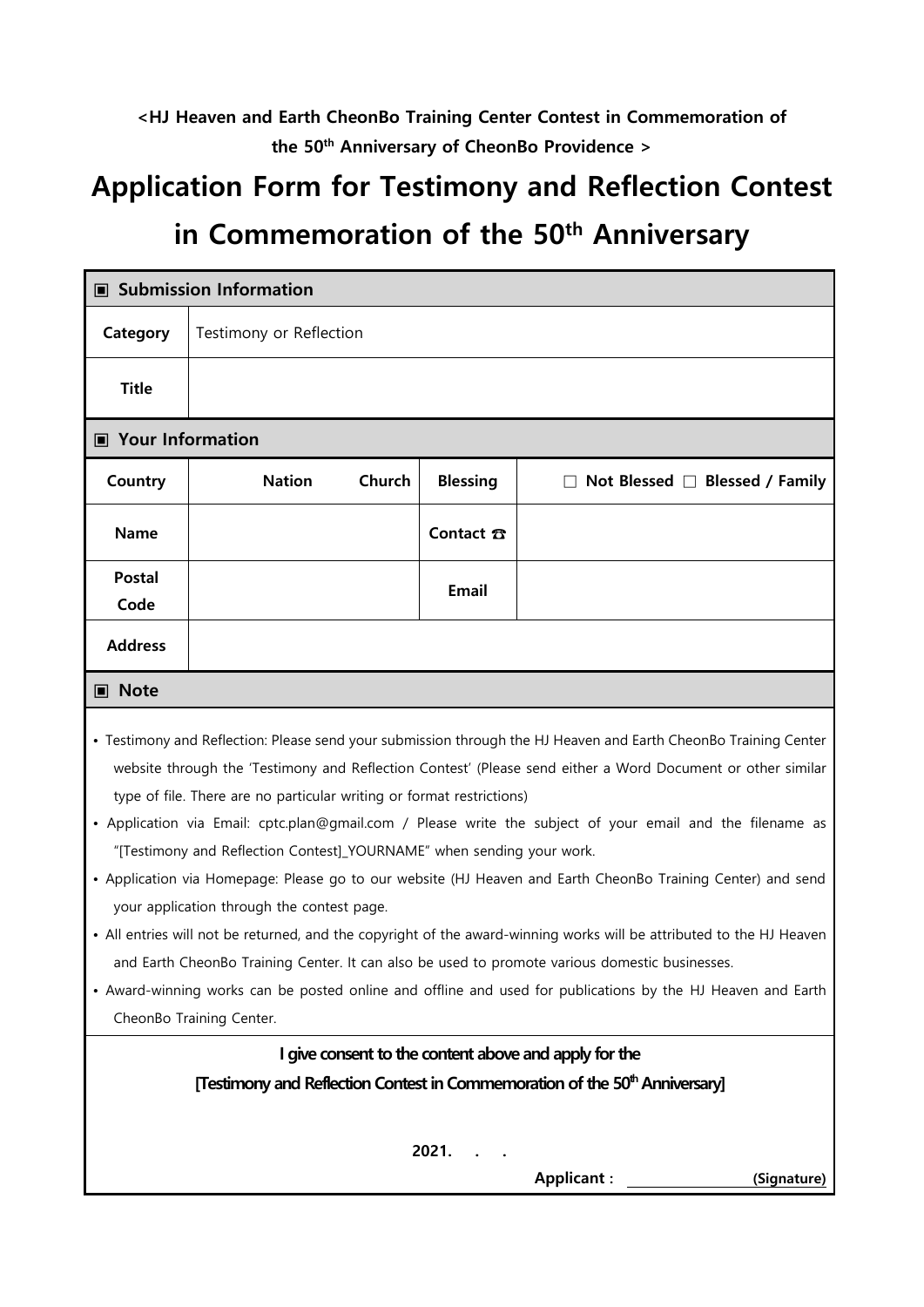**<HJ Heaven and Earth CheonBo Training Center Contest in Commemoration of the 50th Anniversary of CheonBo Providence >**

# Application Form for Testimony and Reflection Contest in Commemoration of the 50th Anniversary

| ▣ Submission Information | | | |
|---|---|---|---|
| **Category** | Testimony or Reflection | | |
| **Title** | | | |
| **▣ Your Information** | | | |
| **Country** | **Nation** **Church** | **Blessing** | □ **Not Blessed** □ **Blessed / Family** |
| **Name** | | **Contact ☎** | |
| **Postal Code** | | **Email** | |
| **Address** | | | |

**▣ Note**

- Testimony and Reflection: Please send your submission through the HJ Heaven and Earth CheonBo Training Center website through the 'Testimony and Reflection Contest' (Please send either a Word Document or other similar type of file. There are no particular writing or format restrictions)
- Application via Email: cptc.plan@gmail.com / Please write the subject of your email and the filename as "[Testimony and Reflection Contest]_YOURNAME" when sending your work.
- Application via Homepage: Please go to our website (HJ Heaven and Earth CheonBo Training Center) and send your application through the contest page.
- All entries will not be returned, and the copyright of the award-winning works will be attributed to the HJ Heaven and Earth CheonBo Training Center. It can also be used to promote various domestic businesses.
- Award-winning works can be posted online and offline and used for publications by the HJ Heaven and Earth CheonBo Training Center.

**I give consent to the content above and apply for the [Testimony and Reflection Contest in Commemoration of the 50th Anniversary]**

**2021. . .**

**Applicant : ________________ (Signature)**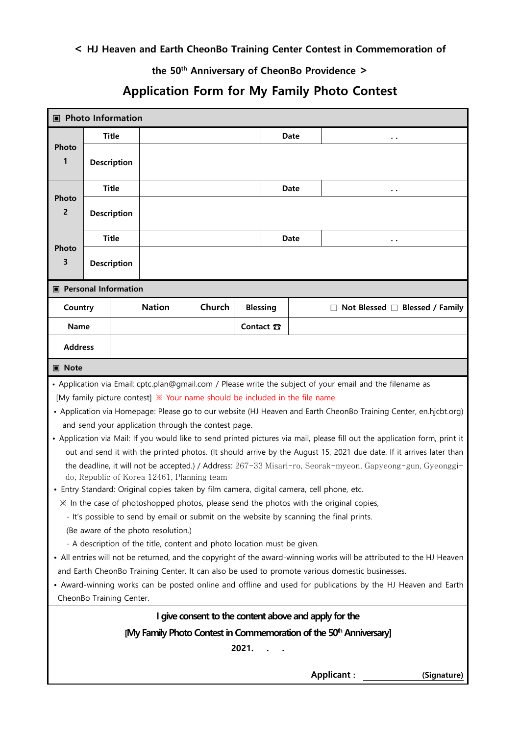**< HJ Heaven and Earth CheonBo Training Center Contest in Commemoration of the 50th Anniversary of CheonBo Providence >**

# Application Form for My Family Photo Contest

**▣ Photo Information**

| | | | | |
|---|---|---|---|---|
| **Photo 1** | **Title** | | **Date** | . . |
| | **Description** | | | |
| **Photo 2** | **Title** | | **Date** | . . |
| | **Description** | | | |
| **Photo 3** | **Title** | | **Date** | . . |
| | **Description** | | | |

**▣ Personal Information**

| | | | | |
|---|---|---|---|---|
| **Country** | **Nation** | **Church** | **Blessing** | ☐ **Not Blessed** ☐ **Blessed / Family** |
| **Name** | | | **Contact ☎** | |
| **Address** | | | | |

**▣ Note**

- Application via Email: cptc.plan@gmail.com / Please write the subject of your email and the filename as [My family picture contest] ※ Your name should be included in the file name.
- Application via Homepage: Please go to our website (HJ Heaven and Earth CheonBo Training Center, en.hjcbt.org) and send your application through the contest page.
- Application via Mail: If you would like to send printed pictures via mail, please fill out the application form, print it out and send it with the printed photos. (It should arrive by the August 15, 2021 due date. If it arrives later than the deadline, it will not be accepted.) / Address: 267-33 Misari-ro, Seorak-myeon, Gapyeong-gun, Gyeonggi-do, Republic of Korea 12461, Planning team
- Entry Standard: Original copies taken by film camera, digital camera, cell phone, etc.
  ※ In the case of photoshopped photos, please send the photos with the original copies,
  - It's possible to send by email or submit on the website by scanning the final prints. (Be aware of the photo resolution.)
  - A description of the title, content and photo location must be given.
- All entries will not be returned, and the copyright of the award-winning works will be attributed to the HJ Heaven and Earth CheonBo Training Center. It can also be used to promote various domestic businesses.
- Award-winning works can be posted online and offline and used for publications by the HJ Heaven and Earth CheonBo Training Center.

**I give consent to the content above and apply for the [My Family Photo Contest in Commemoration of the 50th Anniversary]**

**2021. . .**

**Applicant :** ______________ **(Signature)**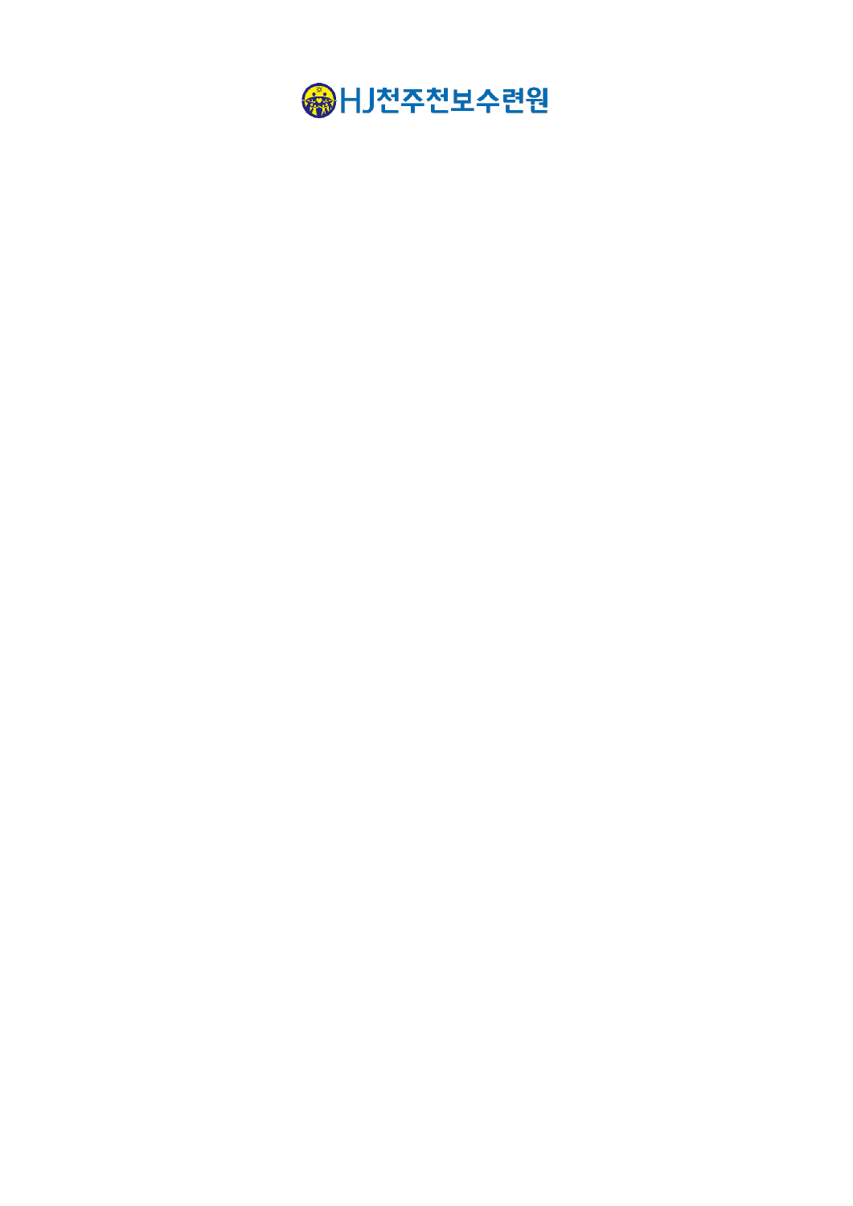HJ천주천보수련원